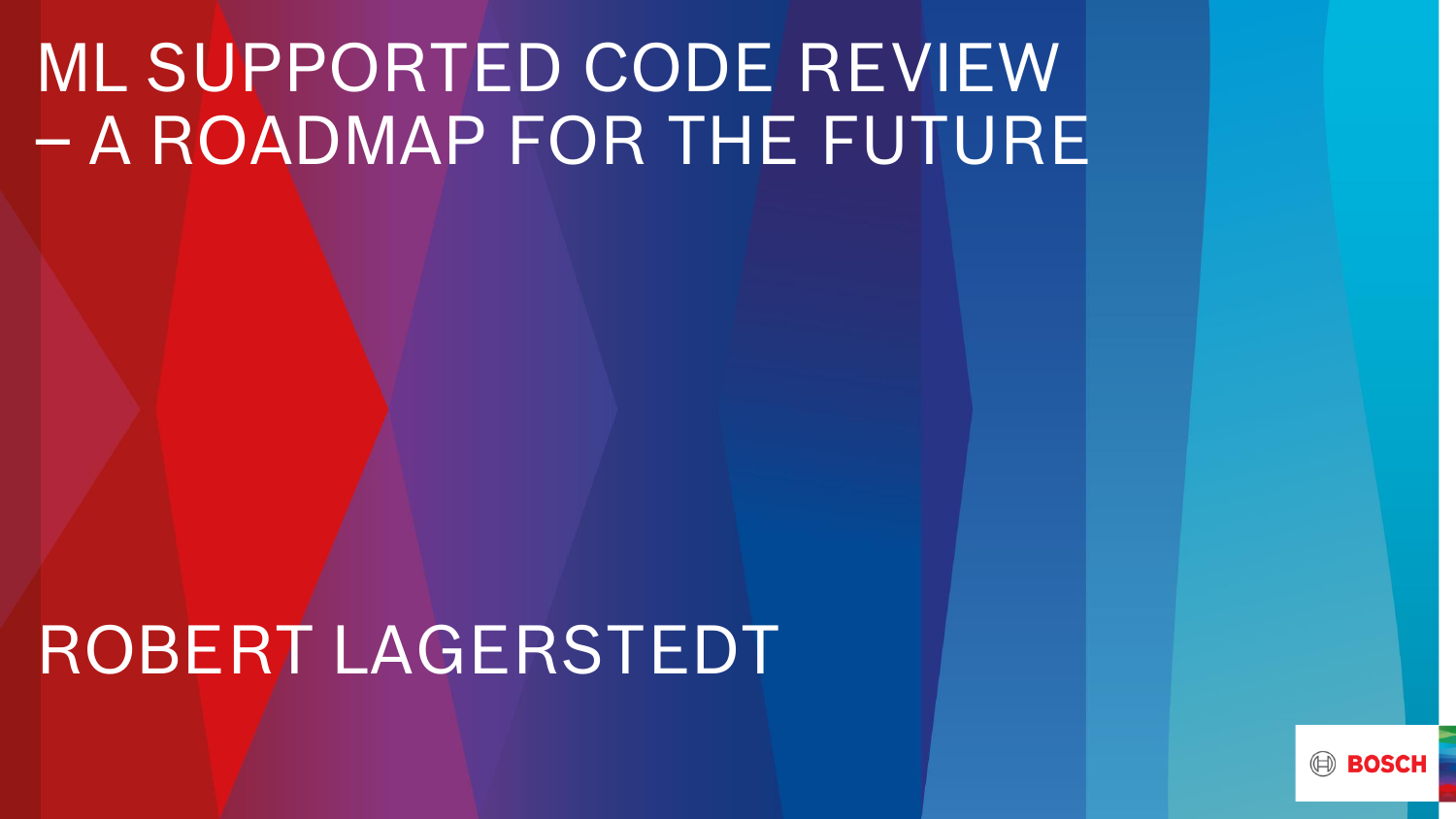# ML SUPPORTED CODE REVIEW – A ROADMAP FOR THE FUTURE

ROBERT LAGERSTEDT

BOSCH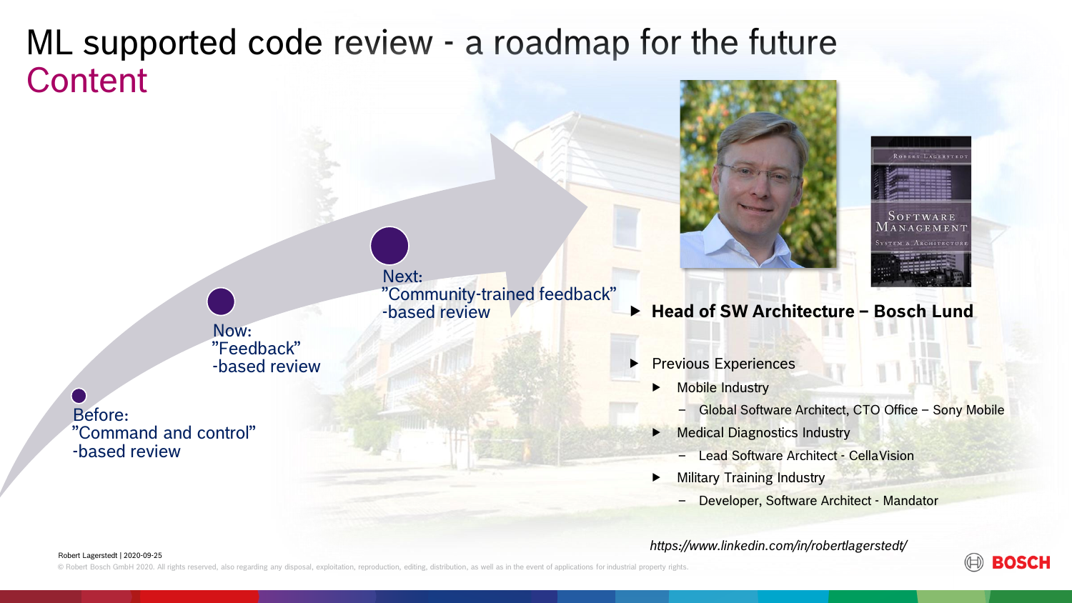# ML supported code review - a roadmap for the future

## Content

Before:
"Command and control"
-based review

Now:
"Feedback"
-based review

Next:
"Community-trained feedback"
-based review

- **Head of SW Architecture – Bosch Lund**
- Previous Experiences
  - Mobile Industry
    - Global Software Architect, CTO Office – Sony Mobile
  - Medical Diagnostics Industry
    - Lead Software Architect - CellaVision
  - Military Training Industry
    - Developer, Software Architect - Mandator

*https://www.linkedin.com/in/robertlagerstedt/*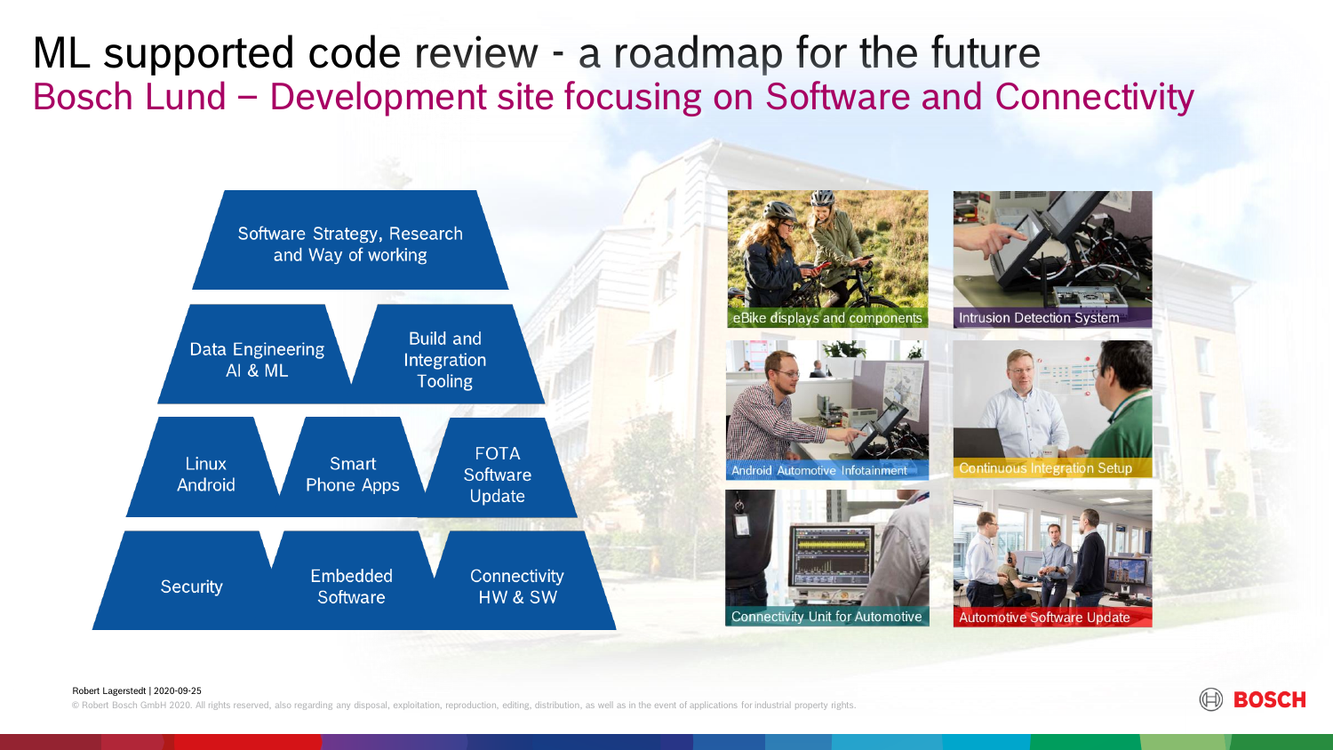# ML supported code review - a roadmap for the future

## Bosch Lund – Development site focusing on Software and Connectivity

- Software Strategy, Research and Way of working
- Data Engineering AI & ML
- Build and Integration Tooling
- Linux Android
- Smart Phone Apps
- FOTA Software Update
- Security
- Embedded Software
- Connectivity HW & SW

eBike displays and components

Intrusion Detection System

Android Automotive Infotainment

Continuous Integration Setup

Connectivity Unit for Automotive

Automotive Software Update

Robert Lagerstedt | 2020-09-25

© Robert Bosch GmbH 2020. All rights reserved, also regarding any disposal, exploitation, reproduction, editing, distribution, as well as in the event of applications for industrial property rights.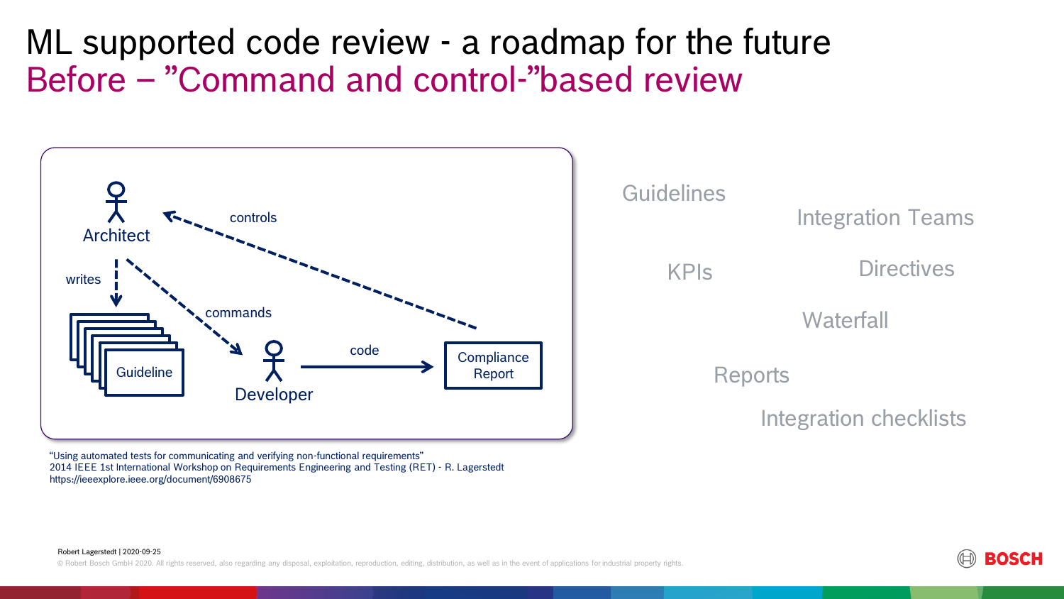# ML supported code review - a roadmap for the future

## Before – ”Command and control-”based review

Architect

writes

controls

commands

Guideline

Developer

code

Compliance Report

Guidelines

Integration Teams

KPIs

Directives

Waterfall

Reports

Integration checklists

“Using automated tests for communicating and verifying non-functional requirements”
2014 IEEE 1st International Workshop on Requirements Engineering and Testing (RET) - R. Lagerstedt
https://ieeexplore.ieee.org/document/6908675

Robert Lagerstedt | 2020-09-25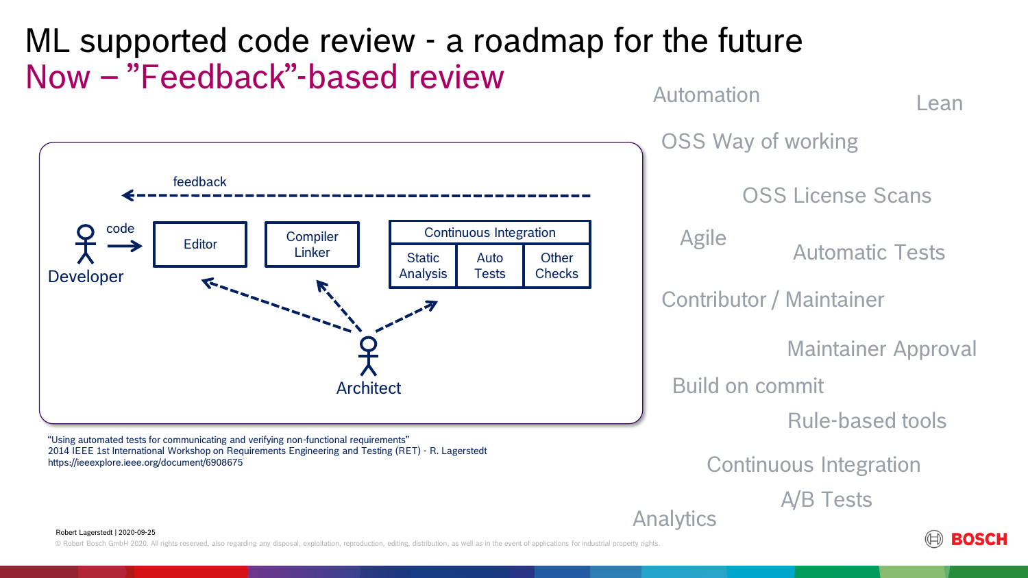# ML supported code review - a roadmap for the future

## Now – ”Feedback”-based review

feedback

Developer — code → Editor | Compiler Linker | Continuous Integration (Static Analysis, Auto Tests, Other Checks)

Architect

“Using automated tests for communicating and verifying non-functional requirements”
2014 IEEE 1st International Workshop on Requirements Engineering and Testing (RET) - R. Lagerstedt
https://ieeexplore.ieee.org/document/6908675

Automation

Lean

OSS Way of working

OSS License Scans

Agile

Automatic Tests

Contributor / Maintainer

Maintainer Approval

Build on commit

Rule-based tools

Continuous Integration

A/B Tests

Analytics

Robert Lagerstedt | 2020-09-25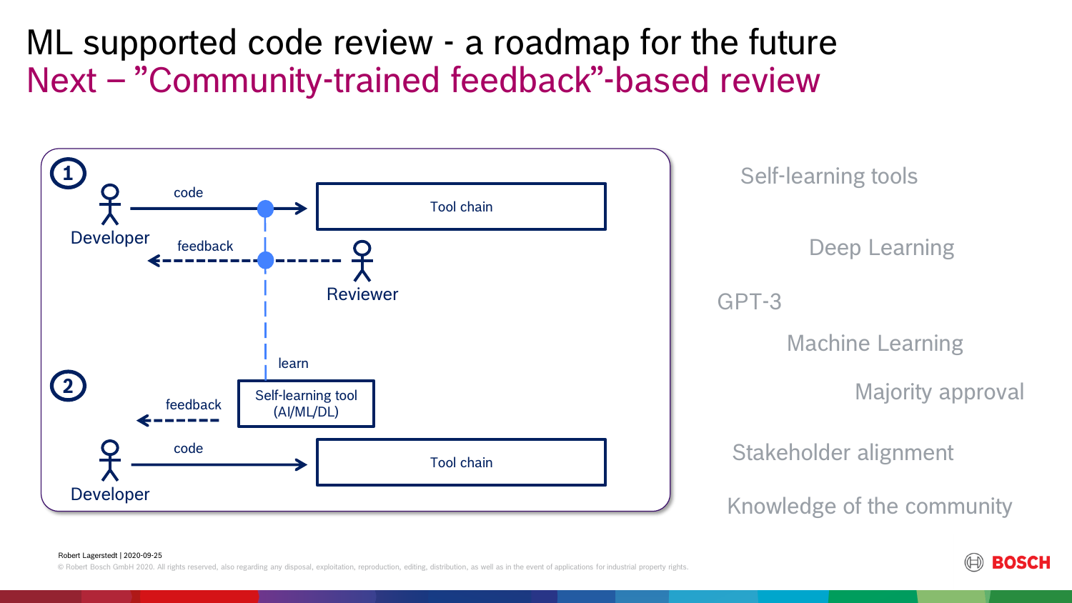# ML supported code review - a roadmap for the future

## Next – ”Community-trained feedback”-based review

1

code

Developer

feedback

Reviewer

Tool chain

learn

2

feedback

Self-learning tool (AI/ML/DL)

code

Developer

Tool chain

Self-learning tools

Deep Learning

GPT-3

Machine Learning

Majority approval

Stakeholder alignment

Knowledge of the community

Robert Lagerstedt | 2020-09-25

© Robert Bosch GmbH 2020. All rights reserved, also regarding any disposal, exploitation, reproduction, editing, distribution, as well as in the event of applications for industrial property rights.